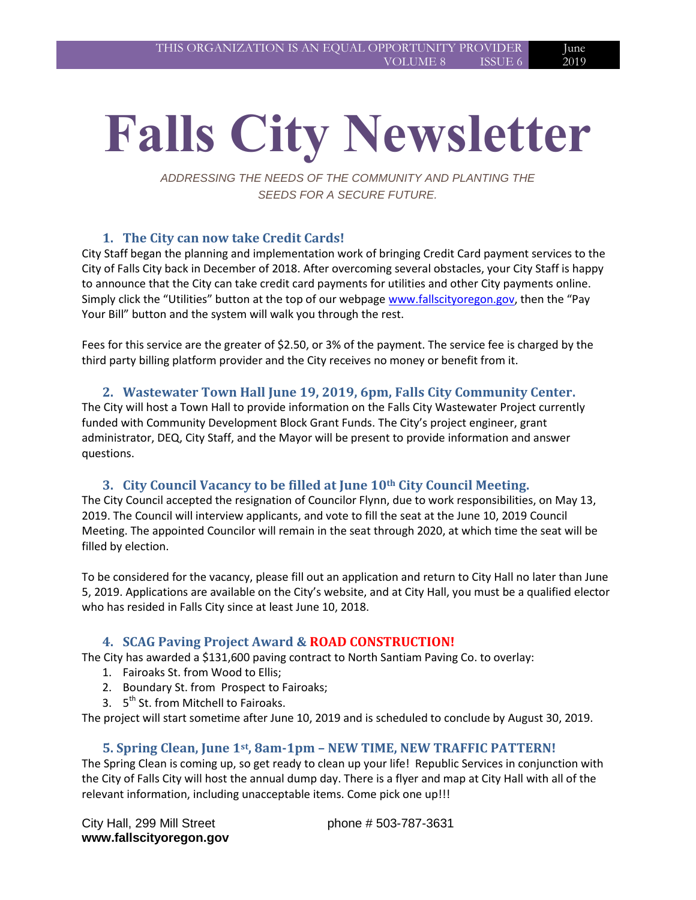THIS ORGANIZATION IS AN EQUAL OPPORTUNITY PROVIDER
VOLUME 8 ISSUE 6 June 2019

# Falls City Newsletter

*ADDRESSING THE NEEDS OF THE COMMUNITY AND PLANTING THE SEEDS FOR A SECURE FUTURE.*

### 1. The City can now take Credit Cards!

City Staff began the planning and implementation work of bringing Credit Card payment services to the City of Falls City back in December of 2018. After overcoming several obstacles, your City Staff is happy to announce that the City can take credit card payments for utilities and other City payments online. Simply click the "Utilities" button at the top of our webpage www.fallscityoregon.gov, then the "Pay Your Bill" button and the system will walk you through the rest.

Fees for this service are the greater of $2.50, or 3% of the payment. The service fee is charged by the third party billing platform provider and the City receives no money or benefit from it.

### 2. Wastewater Town Hall June 19, 2019, 6pm, Falls City Community Center.

The City will host a Town Hall to provide information on the Falls City Wastewater Project currently funded with Community Development Block Grant Funds. The City's project engineer, grant administrator, DEQ, City Staff, and the Mayor will be present to provide information and answer questions.

### 3. City Council Vacancy to be filled at June 10th City Council Meeting.

The City Council accepted the resignation of Councilor Flynn, due to work responsibilities, on May 13, 2019. The Council will interview applicants, and vote to fill the seat at the June 10, 2019 Council Meeting. The appointed Councilor will remain in the seat through 2020, at which time the seat will be filled by election.

To be considered for the vacancy, please fill out an application and return to City Hall no later than June 5, 2019. Applications are available on the City's website, and at City Hall, you must be a qualified elector who has resided in Falls City since at least June 10, 2018.

### 4. SCAG Paving Project Award & ROAD CONSTRUCTION!

The City has awarded a $131,600 paving contract to North Santiam Paving Co. to overlay:

1. Fairoaks St. from Wood to Ellis;
2. Boundary St. from Prospect to Fairoaks;
3. 5th St. from Mitchell to Fairoaks.

The project will start sometime after June 10, 2019 and is scheduled to conclude by August 30, 2019.

### 5. Spring Clean, June 1st, 8am-1pm – NEW TIME, NEW TRAFFIC PATTERN!

The Spring Clean is coming up, so get ready to clean up your life! Republic Services in conjunction with the City of Falls City will host the annual dump day. There is a flyer and map at City Hall with all of the relevant information, including unacceptable items. Come pick one up!!!

City Hall, 299 Mill Street phone # 503-787-3631
**www.fallscityoregon.gov**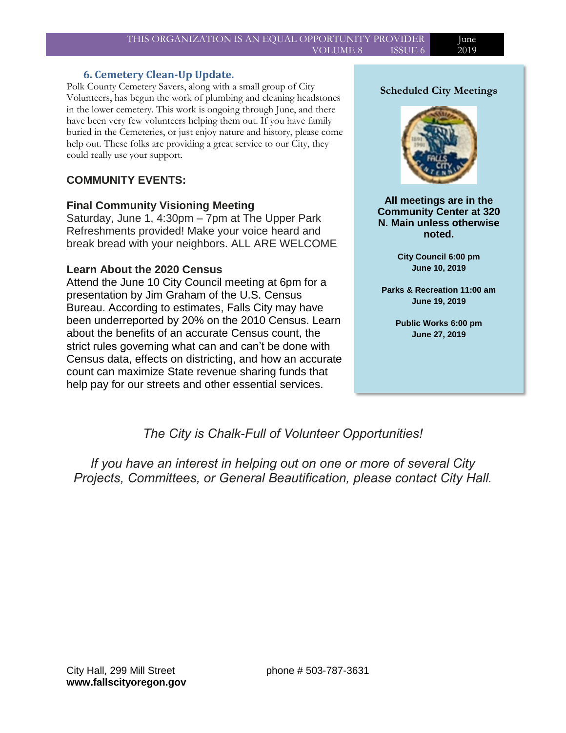### 6. Cemetery Clean-Up Update.

Polk County Cemetery Savers, along with a small group of City Volunteers, has begun the work of plumbing and cleaning headstones in the lower cemetery. This work is ongoing through June, and there have been very few volunteers helping them out. If you have family buried in the Cemeteries, or just enjoy nature and history, please come help out. These folks are providing a great service to our City, they could really use your support.

## COMMUNITY EVENTS:

### Final Community Visioning Meeting

Saturday, June 1, 4:30pm – 7pm at The Upper Park
Refreshments provided! Make your voice heard and break bread with your neighbors. ALL ARE WELCOME

### Learn About the 2020 Census

Attend the June 10 City Council meeting at 6pm for a presentation by Jim Graham of the U.S. Census Bureau. According to estimates, Falls City may have been underreported by 20% on the 2010 Census. Learn about the benefits of an accurate Census count, the strict rules governing what can and can't be done with Census data, effects on districting, and how an accurate count can maximize State revenue sharing funds that help pay for our streets and other essential services.

### Scheduled City Meetings

**All meetings are in the Community Center at 320 N. Main unless otherwise noted.**

**City Council 6:00 pm**
**June 10, 2019**

**Parks & Recreation 11:00 am**
**June 19, 2019**

**Public Works 6:00 pm**
**June 27, 2019**

*The City is Chalk-Full of Volunteer Opportunities!*

*If you have an interest in helping out on one or more of several City Projects, Committees, or General Beautification, please contact City Hall.*

City Hall, 299 Mill Street
**www.fallscityoregon.gov**

phone # 503-787-3631